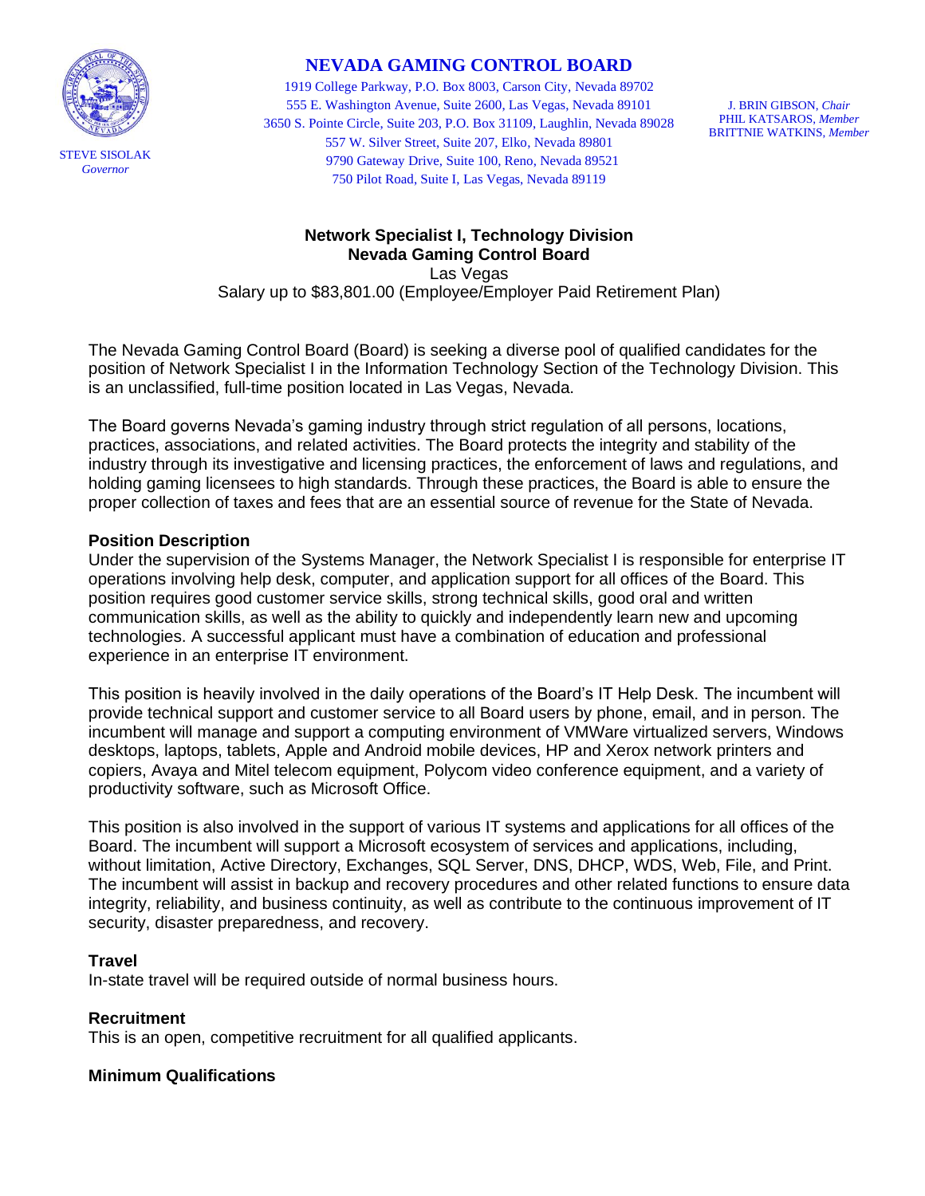# NEVADA GAMING CONTROL BOARD

1919 College Parkway, P.O. Box 8003, Carson City, Nevada 89702
555 E. Washington Avenue, Suite 2600, Las Vegas, Nevada 89101
3650 S. Pointe Circle, Suite 203, P.O. Box 31109, Laughlin, Nevada 89028
557 W. Silver Street, Suite 207, Elko, Nevada 89801
9790 Gateway Drive, Suite 100, Reno, Nevada 89521
750 Pilot Road, Suite I, Las Vegas, Nevada 89119

STEVE SISOLAK
*Governor*

J. BRIN GIBSON, *Chair*
PHIL KATSAROS, *Member*
BRITTNIE WATKINS, *Member*

**Network Specialist I, Technology Division**
**Nevada Gaming Control Board**
Las Vegas
Salary up to $83,801.00 (Employee/Employer Paid Retirement Plan)

The Nevada Gaming Control Board (Board) is seeking a diverse pool of qualified candidates for the position of Network Specialist I in the Information Technology Section of the Technology Division. This is an unclassified, full-time position located in Las Vegas, Nevada.

The Board governs Nevada's gaming industry through strict regulation of all persons, locations, practices, associations, and related activities. The Board protects the integrity and stability of the industry through its investigative and licensing practices, the enforcement of laws and regulations, and holding gaming licensees to high standards. Through these practices, the Board is able to ensure the proper collection of taxes and fees that are an essential source of revenue for the State of Nevada.

### Position Description

Under the supervision of the Systems Manager, the Network Specialist I is responsible for enterprise IT operations involving help desk, computer, and application support for all offices of the Board. This position requires good customer service skills, strong technical skills, good oral and written communication skills, as well as the ability to quickly and independently learn new and upcoming technologies. A successful applicant must have a combination of education and professional experience in an enterprise IT environment.

This position is heavily involved in the daily operations of the Board's IT Help Desk. The incumbent will provide technical support and customer service to all Board users by phone, email, and in person. The incumbent will manage and support a computing environment of VMWare virtualized servers, Windows desktops, laptops, tablets, Apple and Android mobile devices, HP and Xerox network printers and copiers, Avaya and Mitel telecom equipment, Polycom video conference equipment, and a variety of productivity software, such as Microsoft Office.

This position is also involved in the support of various IT systems and applications for all offices of the Board. The incumbent will support a Microsoft ecosystem of services and applications, including, without limitation, Active Directory, Exchanges, SQL Server, DNS, DHCP, WDS, Web, File, and Print. The incumbent will assist in backup and recovery procedures and other related functions to ensure data integrity, reliability, and business continuity, as well as contribute to the continuous improvement of IT security, disaster preparedness, and recovery.

### Travel

In-state travel will be required outside of normal business hours.

### Recruitment

This is an open, competitive recruitment for all qualified applicants.

### Minimum Qualifications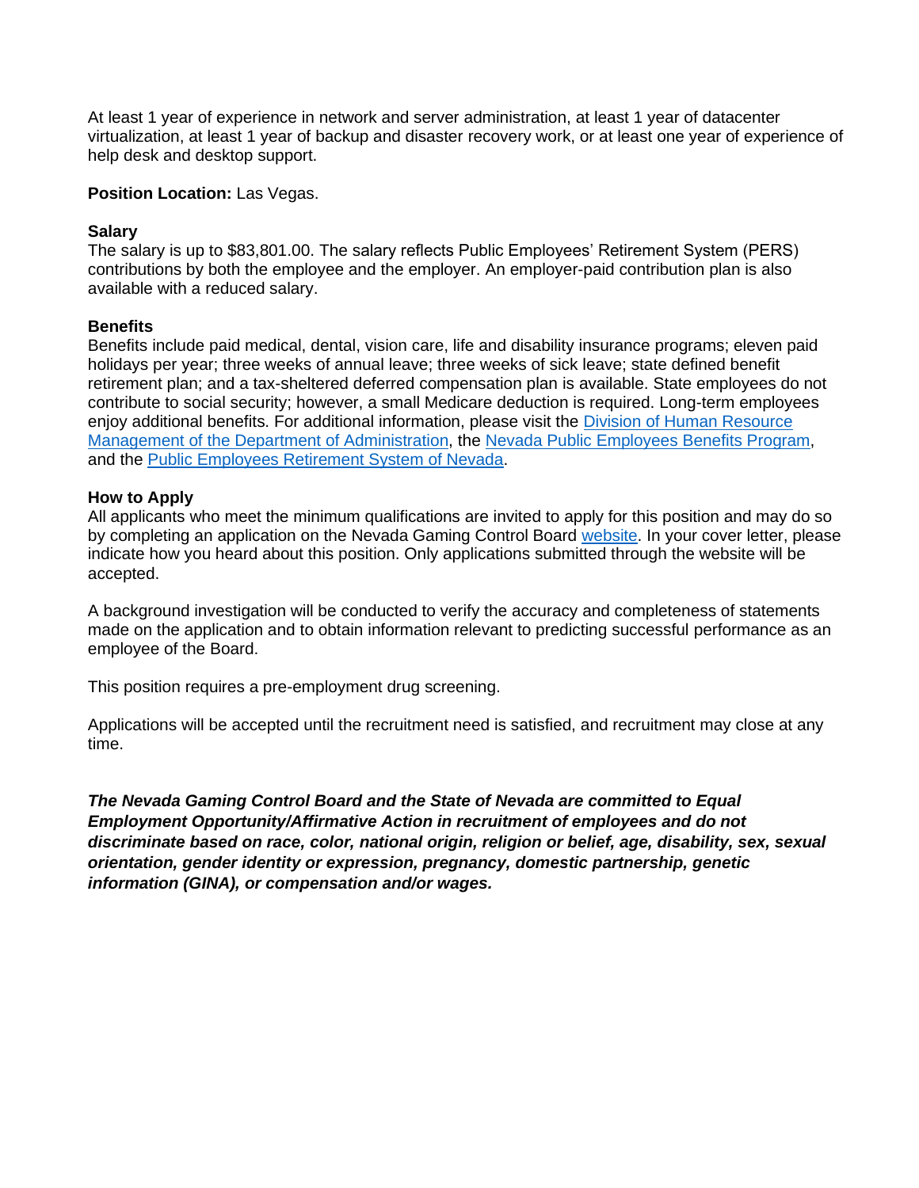At least 1 year of experience in network and server administration, at least 1 year of datacenter virtualization, at least 1 year of backup and disaster recovery work, or at least one year of experience of help desk and desktop support.

**Position Location:** Las Vegas.

**Salary**

The salary is up to $83,801.00. The salary reflects Public Employees' Retirement System (PERS) contributions by both the employee and the employer. An employer-paid contribution plan is also available with a reduced salary.

**Benefits**

Benefits include paid medical, dental, vision care, life and disability insurance programs; eleven paid holidays per year; three weeks of annual leave; three weeks of sick leave; state defined benefit retirement plan; and a tax-sheltered deferred compensation plan is available. State employees do not contribute to social security; however, a small Medicare deduction is required. Long-term employees enjoy additional benefits. For additional information, please visit the Division of Human Resource Management of the Department of Administration, the Nevada Public Employees Benefits Program, and the Public Employees Retirement System of Nevada.

**How to Apply**

All applicants who meet the minimum qualifications are invited to apply for this position and may do so by completing an application on the Nevada Gaming Control Board website. In your cover letter, please indicate how you heard about this position. Only applications submitted through the website will be accepted.

A background investigation will be conducted to verify the accuracy and completeness of statements made on the application and to obtain information relevant to predicting successful performance as an employee of the Board.

This position requires a pre-employment drug screening.

Applications will be accepted until the recruitment need is satisfied, and recruitment may close at any time.

***The Nevada Gaming Control Board and the State of Nevada are committed to Equal Employment Opportunity/Affirmative Action in recruitment of employees and do not discriminate based on race, color, national origin, religion or belief, age, disability, sex, sexual orientation, gender identity or expression, pregnancy, domestic partnership, genetic information (GINA), or compensation and/or wages.***